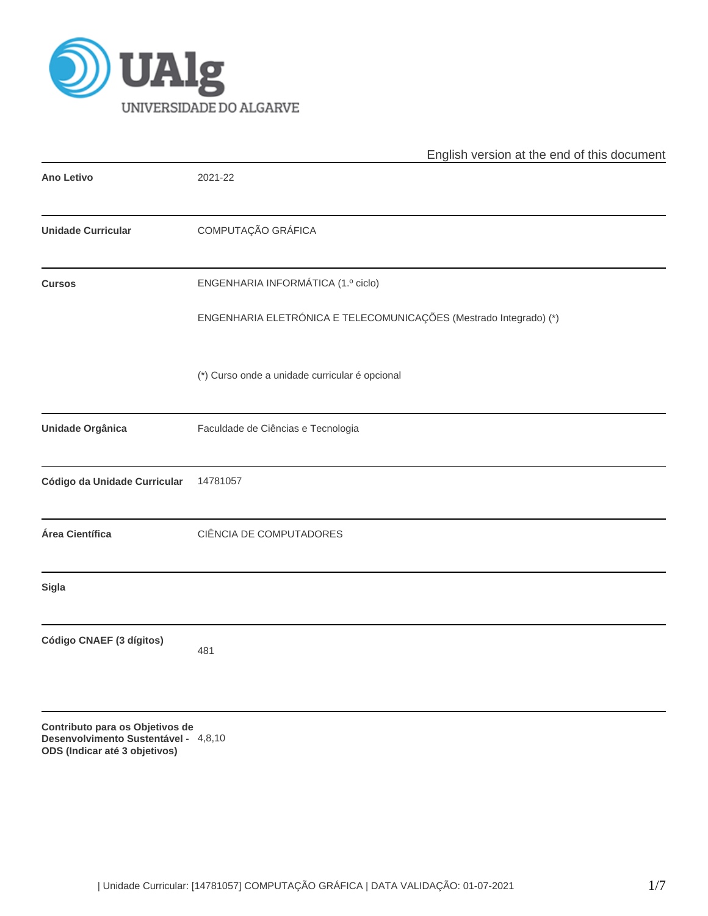English version at the end of this document

| | |
|---|---|
| **Ano Letivo** | 2021-22 |
| **Unidade Curricular** | COMPUTAÇÃO GRÁFICA |
| **Cursos** | ENGENHARIA INFORMÁTICA (1.º ciclo)<br><br>ENGENHARIA ELETRÓNICA E TELECOMUNICAÇÕES (Mestrado Integrado) (*)<br><br>(*) Curso onde a unidade curricular é opcional |
| **Unidade Orgânica** | Faculdade de Ciências e Tecnologia |
| **Código da Unidade Curricular** | 14781057 |
| **Área Científica** | CIÊNCIA DE COMPUTADORES |
| **Sigla** | |
| **Código CNAEF (3 dígitos)** | 481 |
| **Contributo para os Objetivos de Desenvolvimento Sustentável - ODS (Indicar até 3 objetivos)** | 4,8,10 |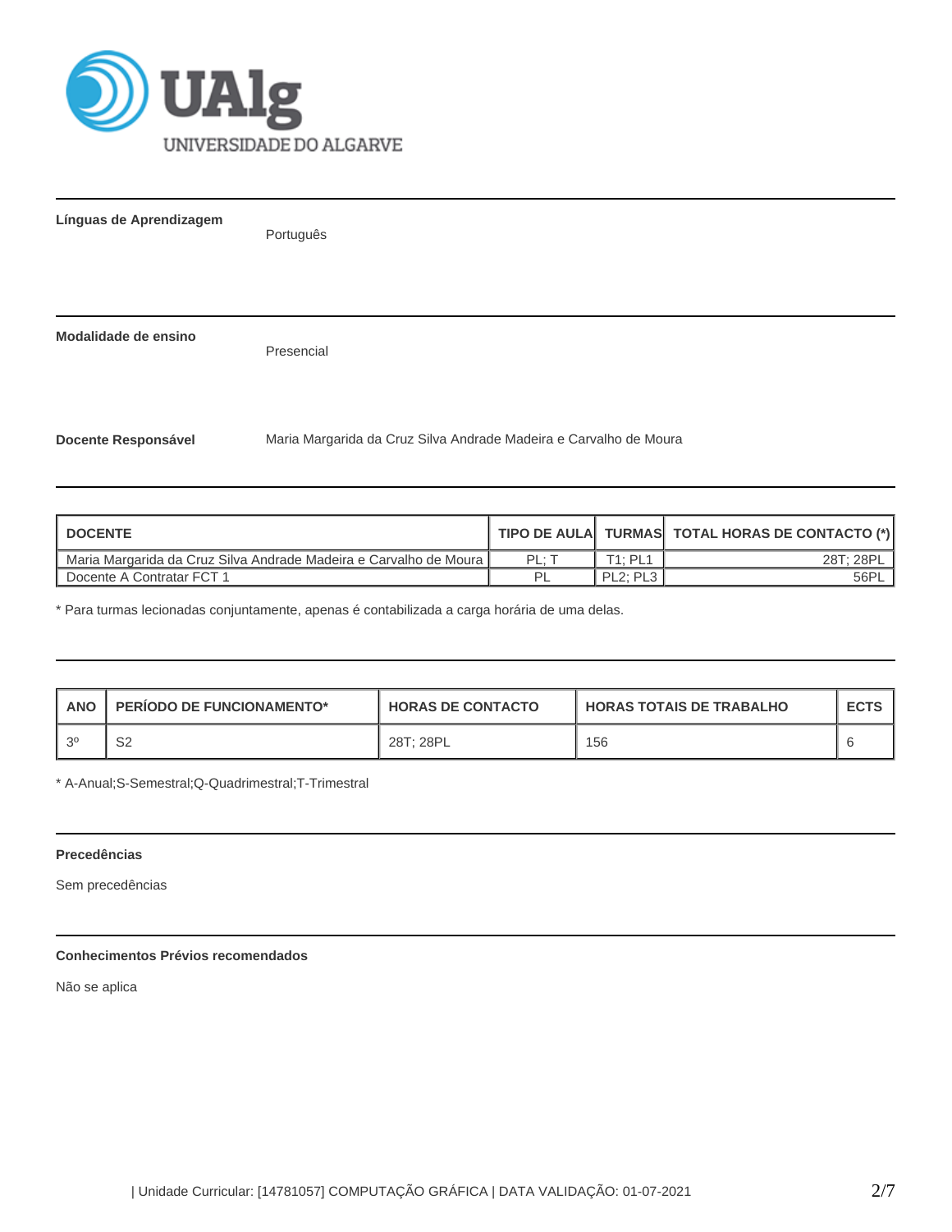**Línguas de Aprendizagem**

Português

**Modalidade de ensino**

Presencial

**Docente Responsável**

Maria Margarida da Cruz Silva Andrade Madeira e Carvalho de Moura

| DOCENTE | TIPO DE AULA | TURMAS | TOTAL HORAS DE CONTACTO (*) |
|---|---|---|---|
| Maria Margarida da Cruz Silva Andrade Madeira e Carvalho de Moura | PL; T | T1; PL1 | 28T; 28PL |
| Docente A Contratar FCT 1 | PL | PL2; PL3 | 56PL |

* Para turmas lecionadas conjuntamente, apenas é contabilizada a carga horária de uma delas.

| ANO | PERÍODO DE FUNCIONAMENTO* | HORAS DE CONTACTO | HORAS TOTAIS DE TRABALHO | ECTS |
|---|---|---|---|---|
| 3º | S2 | 28T; 28PL | 156 | 6 |

* A-Anual;S-Semestral;Q-Quadrimestral;T-Trimestral

**Precedências**

Sem precedências

**Conhecimentos Prévios recomendados**

Não se aplica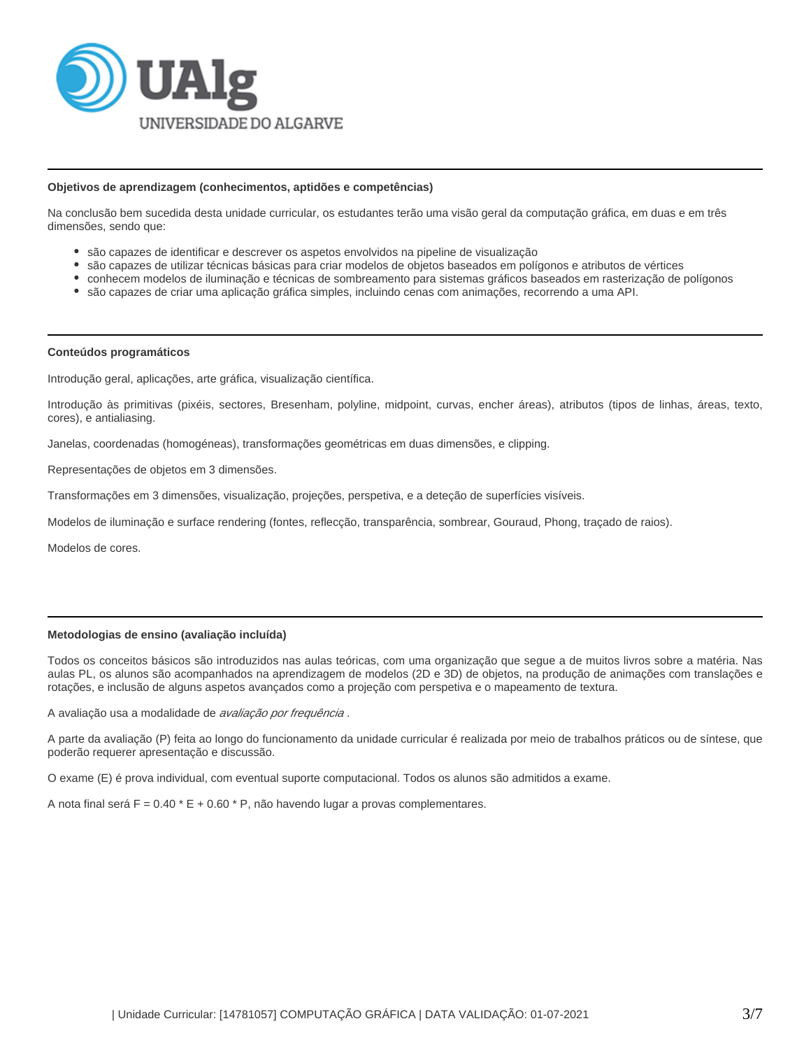### Objetivos de aprendizagem (conhecimentos, aptidões e competências)

Na conclusão bem sucedida desta unidade curricular, os estudantes terão uma visão geral da computação gráfica, em duas e em três dimensões, sendo que:

- são capazes de identificar e descrever os aspetos envolvidos na pipeline de visualização
- são capazes de utilizar técnicas básicas para criar modelos de objetos baseados em polígonos e atributos de vértices
- conhecem modelos de iluminação e técnicas de sombreamento para sistemas gráficos baseados em rasterização de polígonos
- são capazes de criar uma aplicação gráfica simples, incluindo cenas com animações, recorrendo a uma API.

### Conteúdos programáticos

Introdução geral, aplicações, arte gráfica, visualização científica.

Introdução às primitivas (pixéis, sectores, Bresenham, polyline, midpoint, curvas, encher áreas), atributos (tipos de linhas, áreas, texto, cores), e antialiasing.

Janelas, coordenadas (homogéneas), transformações geométricas em duas dimensões, e clipping.

Representações de objetos em 3 dimensões.

Transformações em 3 dimensões, visualização, projeções, perspetiva, e a deteção de superfícies visíveis.

Modelos de iluminação e surface rendering (fontes, reflecção, transparência, sombrear, Gouraud, Phong, traçado de raios).

Modelos de cores.

### Metodologias de ensino (avaliação incluída)

Todos os conceitos básicos são introduzidos nas aulas teóricas, com uma organização que segue a de muitos livros sobre a matéria. Nas aulas PL, os alunos são acompanhados na aprendizagem de modelos (2D e 3D) de objetos, na produção de animações com translações e rotações, e inclusão de alguns aspetos avançados como a projeção com perspetiva e o mapeamento de textura.

A avaliação usa a modalidade de *avaliação por frequência* .

A parte da avaliação (P) feita ao longo do funcionamento da unidade curricular é realizada por meio de trabalhos práticos ou de síntese, que poderão requerer apresentação e discussão.

O exame (E) é prova individual, com eventual suporte computacional. Todos os alunos são admitidos a exame.

A nota final será $F = 0.40 * E + 0.60 * P$, não havendo lugar a provas complementares.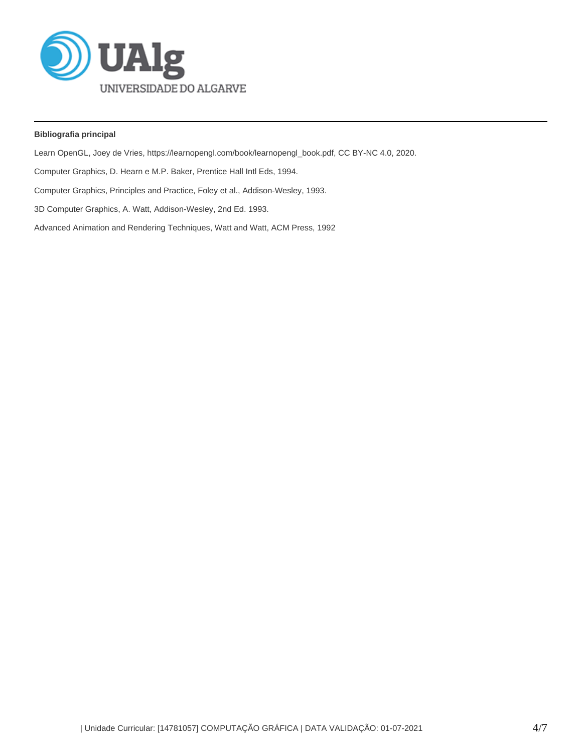**Bibliografia principal**

Learn OpenGL, Joey de Vries, https://learnopengl.com/book/learnopengl_book.pdf, CC BY-NC 4.0, 2020.

Computer Graphics, D. Hearn e M.P. Baker, Prentice Hall Intl Eds, 1994.

Computer Graphics, Principles and Practice, Foley et al., Addison-Wesley, 1993.

3D Computer Graphics, A. Watt, Addison-Wesley, 2nd Ed. 1993.

Advanced Animation and Rendering Techniques, Watt and Watt, ACM Press, 1992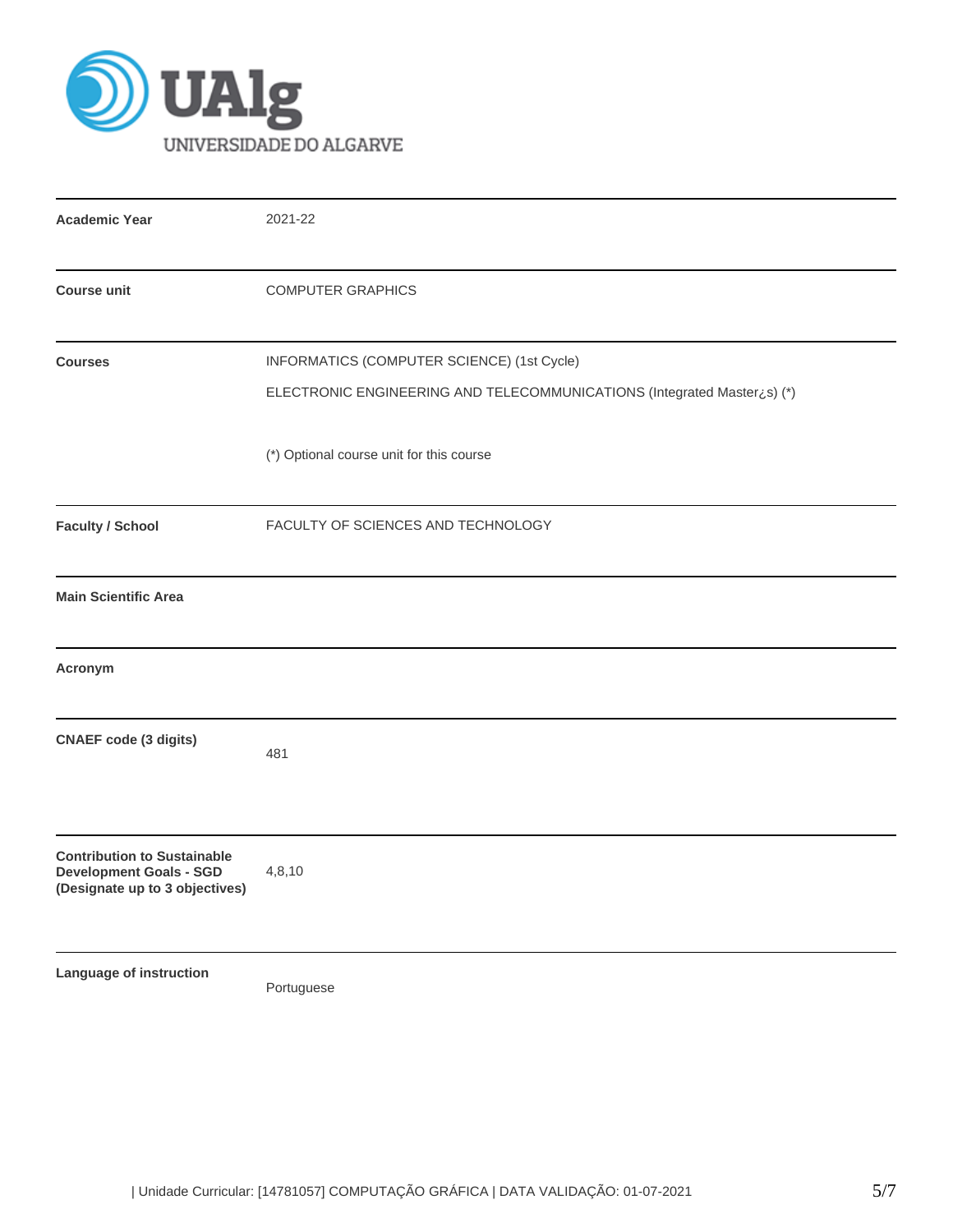| | |
|---|---|
| **Academic Year** | 2021-22 |
| **Course unit** | COMPUTER GRAPHICS |
| **Courses** | INFORMATICS (COMPUTER SCIENCE) (1st Cycle)<br>ELECTRONIC ENGINEERING AND TELECOMMUNICATIONS (Integrated Master¿s) (*)<br><br>(*) Optional course unit for this course |
| **Faculty / School** | FACULTY OF SCIENCES AND TECHNOLOGY |
| **Main Scientific Area** | |
| **Acronym** | |
| **CNAEF code (3 digits)** | 481 |
| **Contribution to Sustainable Development Goals - SGD (Designate up to 3 objectives)** | 4,8,10 |
| **Language of instruction** | Portuguese |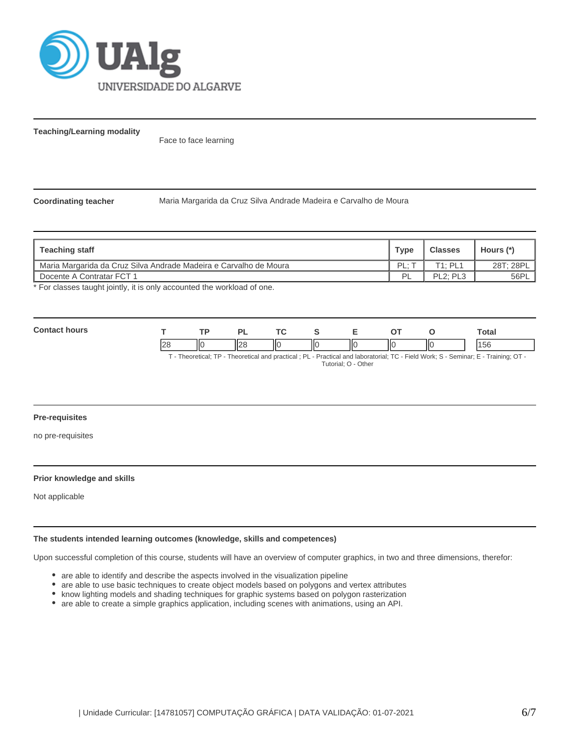**Teaching/Learning modality**

Face to face learning

**Coordinating teacher**

Maria Margarida da Cruz Silva Andrade Madeira e Carvalho de Moura

| Teaching staff | Type | Classes | Hours (*) |
|---|---|---|---|
| Maria Margarida da Cruz Silva Andrade Madeira e Carvalho de Moura | PL; T | T1; PL1 | 28T; 28PL |
| Docente A Contratar FCT 1 | PL | PL2; PL3 | 56PL |

* For classes taught jointly, it is only accounted the workload of one.

**Contact hours**

| T | TP | PL | TC | S | E | OT | O | Total |
|---|---|---|---|---|---|---|---|---|
| 28 | 0 | 28 | 0 | 0 | 0 | 0 | 0 | 156 |

T - Theoretical; TP - Theoretical and practical ; PL - Practical and laboratorial; TC - Field Work; S - Seminar; E - Training; OT - Tutorial; O - Other

**Pre-requisites**

no pre-requisites

**Prior knowledge and skills**

Not applicable

**The students intended learning outcomes (knowledge, skills and competences)**

Upon successful completion of this course, students will have an overview of computer graphics, in two and three dimensions, therefor:

- are able to identify and describe the aspects involved in the visualization pipeline
- are able to use basic techniques to create object models based on polygons and vertex attributes
- know lighting models and shading techniques for graphic systems based on polygon rasterization
- are able to create a simple graphics application, including scenes with animations, using an API.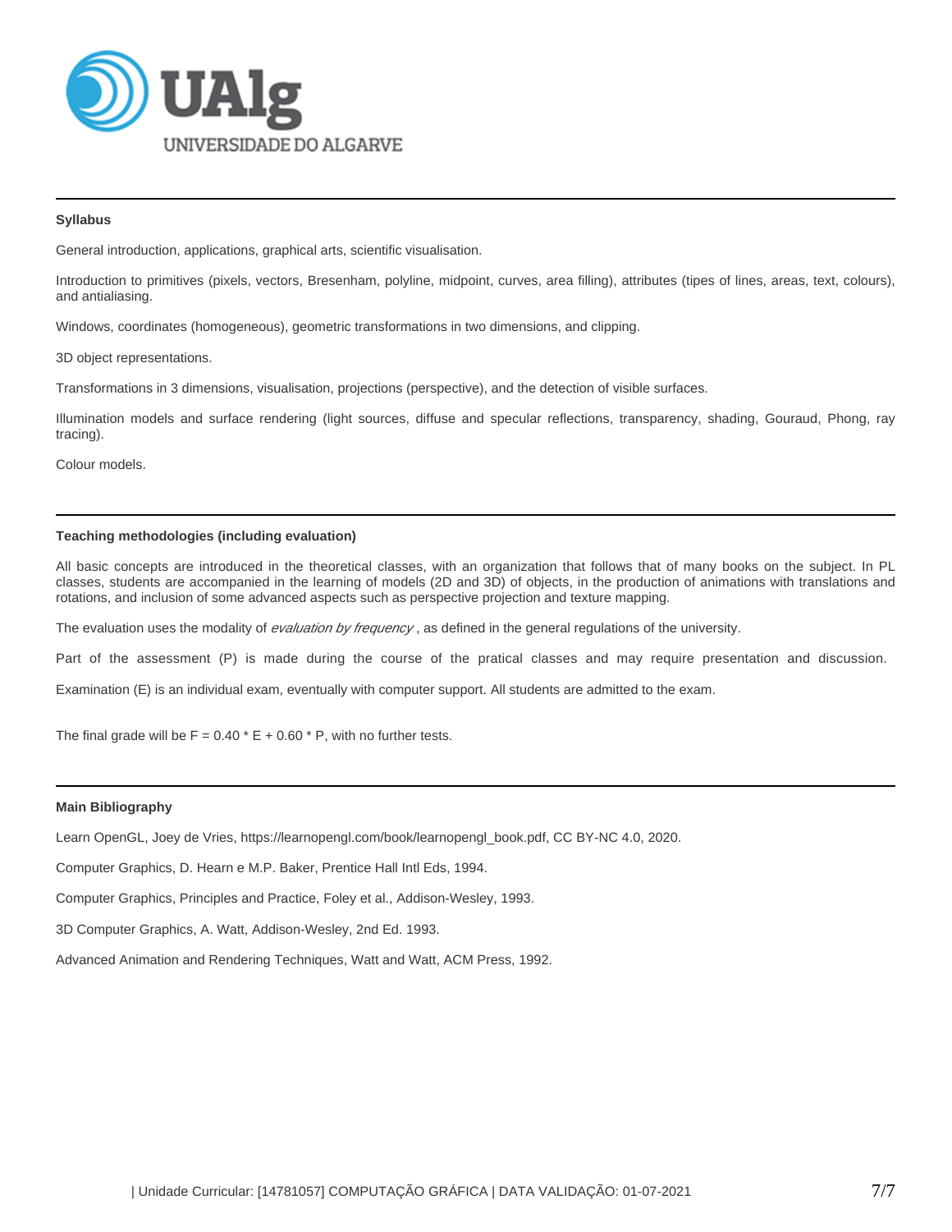## Syllabus

General introduction, applications, graphical arts, scientific visualisation.

Introduction to primitives (pixels, vectors, Bresenham, polyline, midpoint, curves, area filling), attributes (tipes of lines, areas, text, colours), and antialiasing.

Windows, coordinates (homogeneous), geometric transformations in two dimensions, and clipping.

3D object representations.

Transformations in 3 dimensions, visualisation, projections (perspective), and the detection of visible surfaces.

Illumination models and surface rendering (light sources, diffuse and specular reflections, transparency, shading, Gouraud, Phong, ray tracing).

Colour models.

## Teaching methodologies (including evaluation)

All basic concepts are introduced in the theoretical classes, with an organization that follows that of many books on the subject. In PL classes, students are accompanied in the learning of models (2D and 3D) of objects, in the production of animations with translations and rotations, and inclusion of some advanced aspects such as perspective projection and texture mapping.

The evaluation uses the modality of *evaluation by frequency* , as defined in the general regulations of the university.

Part of the assessment (P) is made during the course of the pratical classes and may require presentation and discussion.

Examination (E) is an individual exam, eventually with computer support. All students are admitted to the exam.

The final grade will be $F = 0.40 * E + 0.60 * P$, with no further tests.

## Main Bibliography

Learn OpenGL, Joey de Vries, https://learnopengl.com/book/learnopengl_book.pdf, CC BY-NC 4.0, 2020.

Computer Graphics, D. Hearn e M.P. Baker, Prentice Hall Intl Eds, 1994.

Computer Graphics, Principles and Practice, Foley et al., Addison-Wesley, 1993.

3D Computer Graphics, A. Watt, Addison-Wesley, 2nd Ed. 1993.

Advanced Animation and Rendering Techniques, Watt and Watt, ACM Press, 1992.